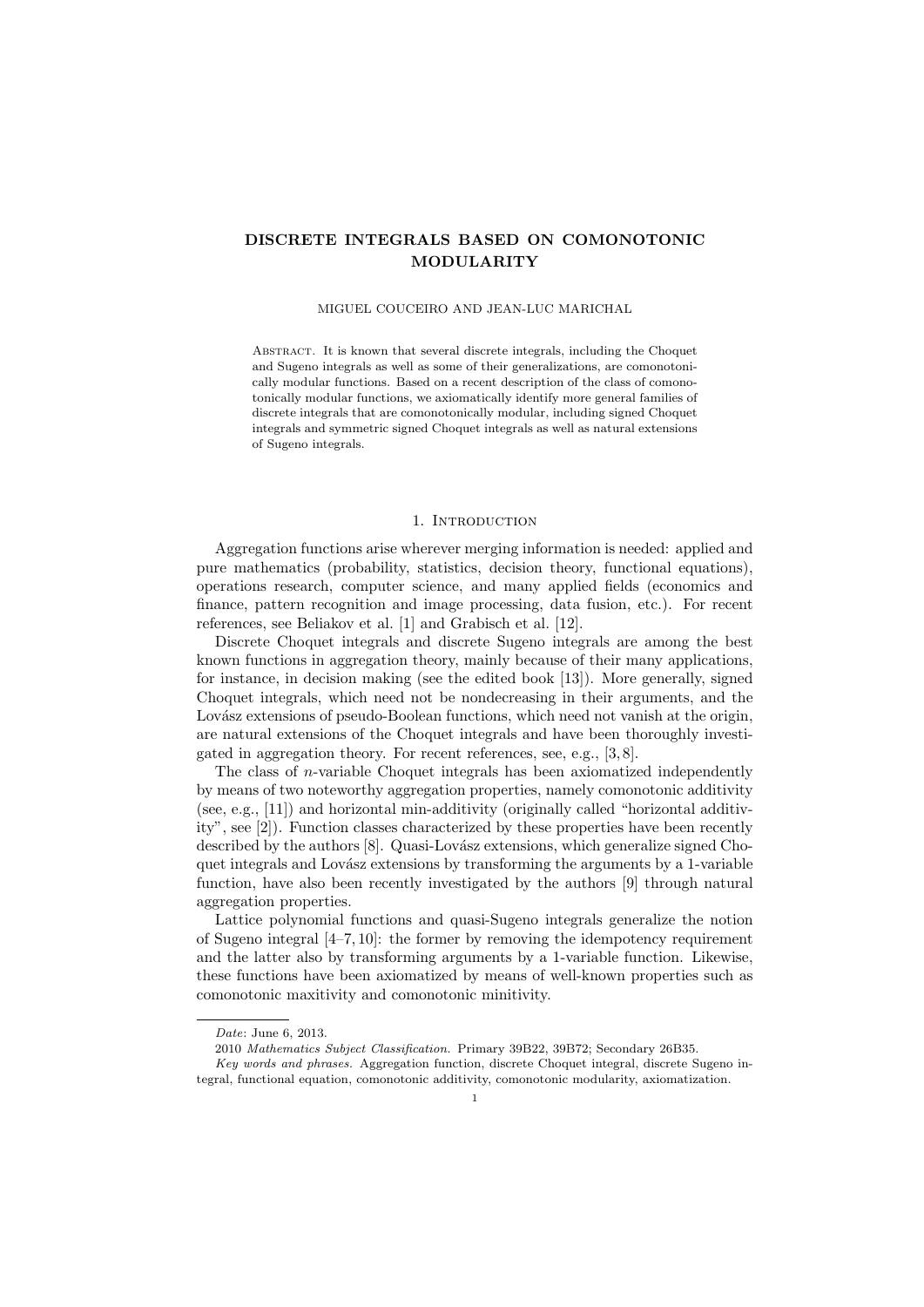# DISCRETE INTEGRALS BASED ON COMONOTONIC MODULARITY

MIGUEL COUCEIRO AND JEAN-LUC MARICHAL

Abstract. It is known that several discrete integrals, including the Choquet and Sugeno integrals as well as some of their generalizations, are comonotonically modular functions. Based on a recent description of the class of comonotonically modular functions, we axiomatically identify more general families of discrete integrals that are comonotonically modular, including signed Choquet integrals and symmetric signed Choquet integrals as well as natural extensions of Sugeno integrals.

## 1. Introduction

Aggregation functions arise wherever merging information is needed: applied and pure mathematics (probability, statistics, decision theory, functional equations), operations research, computer science, and many applied fields (economics and finance, pattern recognition and image processing, data fusion, etc.). For recent references, see Beliakov et al. [1] and Grabisch et al. [12].

Discrete Choquet integrals and discrete Sugeno integrals are among the best known functions in aggregation theory, mainly because of their many applications, for instance, in decision making (see the edited book [13]). More generally, signed Choquet integrals, which need not be nondecreasing in their arguments, and the Lovász extensions of pseudo-Boolean functions, which need not vanish at the origin, are natural extensions of the Choquet integrals and have been thoroughly investigated in aggregation theory. For recent references, see, e.g., [3, 8].

The class of $n$-variable Choquet integrals has been axiomatized independently by means of two noteworthy aggregation properties, namely comonotonic additivity (see, e.g., [11]) and horizontal min-additivity (originally called "horizontal additivity", see [2]). Function classes characterized by these properties have been recently described by the authors [8]. Quasi-Lovász extensions, which generalize signed Choquet integrals and Lovász extensions by transforming the arguments by a 1-variable function, have also been recently investigated by the authors [9] through natural aggregation properties.

Lattice polynomial functions and quasi-Sugeno integrals generalize the notion of Sugeno integral [4–7, 10]: the former by removing the idempotency requirement and the latter also by transforming arguments by a 1-variable function. Likewise, these functions have been axiomatized by means of well-known properties such as comonotonic maxitivity and comonotonic minitivity.

---

*Date*: June 6, 2013.

2010 *Mathematics Subject Classification.* Primary 39B22, 39B72; Secondary 26B35.

*Key words and phrases.* Aggregation function, discrete Choquet integral, discrete Sugeno integral, functional equation, comonotonic additivity, comonotonic modularity, axiomatization.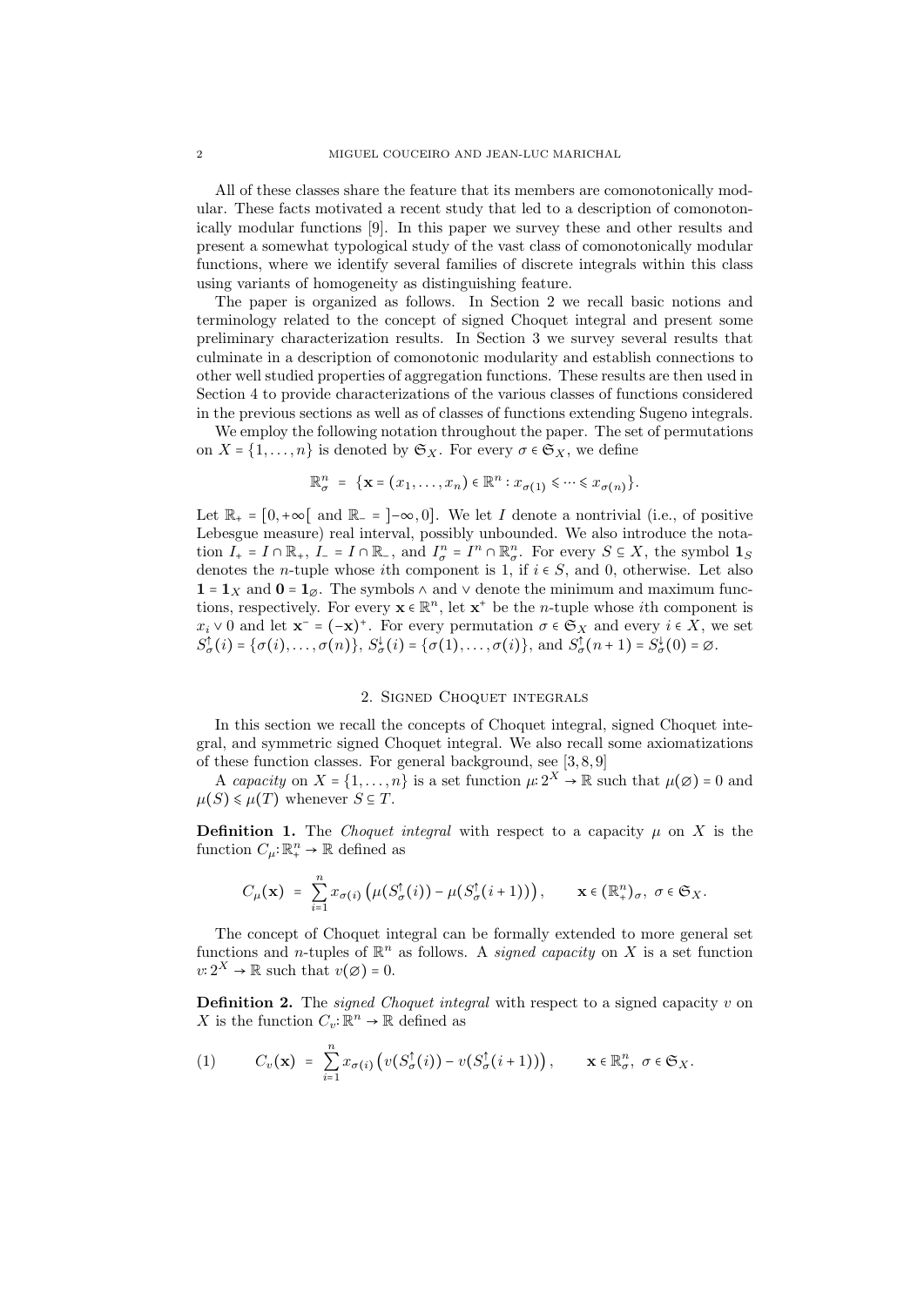All of these classes share the feature that its members are comonotonically modular. These facts motivated a recent study that led to a description of comonotonically modular functions [9]. In this paper we survey these and other results and present a somewhat typological study of the vast class of comonotonically modular functions, where we identify several families of discrete integrals within this class using variants of homogeneity as distinguishing feature.

The paper is organized as follows. In Section 2 we recall basic notions and terminology related to the concept of signed Choquet integral and present some preliminary characterization results. In Section 3 we survey several results that culminate in a description of comonotonic modularity and establish connections to other well studied properties of aggregation functions. These results are then used in Section 4 to provide characterizations of the various classes of functions considered in the previous sections as well as of classes of functions extending Sugeno integrals.

We employ the following notation throughout the paper. The set of permutations on $X = \{1, \ldots, n\}$ is denoted by $\mathfrak{S}_X$. For every $\sigma \in \mathfrak{S}_X$, we define

$$\mathbb{R}^n_\sigma \;=\; \{\mathbf{x} = (x_1, \ldots, x_n) \in \mathbb{R}^n : x_{\sigma(1)} \leqslant \cdots \leqslant x_{\sigma(n)}\}.$$

Let $\mathbb{R}_+ = [0, +\infty[$ and $\mathbb{R}_- = ]-\infty, 0]$. We let $I$ denote a nontrivial (i.e., of positive Lebesgue measure) real interval, possibly unbounded. We also introduce the notation $I_+ = I \cap \mathbb{R}_+$, $I_- = I \cap \mathbb{R}_-$, and $I^n_\sigma = I^n \cap \mathbb{R}^n_\sigma$. For every $S \subseteq X$, the symbol $\mathbf{1}_S$ denotes the $n$-tuple whose $i$th component is 1, if $i \in S$, and 0, otherwise. Let also $\mathbf{1} = \mathbf{1}_X$ and $\mathbf{0} = \mathbf{1}_\varnothing$. The symbols $\wedge$ and $\vee$ denote the minimum and maximum functions, respectively. For every $\mathbf{x} \in \mathbb{R}^n$, let $\mathbf{x}^+$ be the $n$-tuple whose $i$th component is $x_i \vee 0$ and let $\mathbf{x}^- = (-\mathbf{x})^+$. For every permutation $\sigma \in \mathfrak{S}_X$ and every $i \in X$, we set $S^\uparrow_\sigma(i) = \{\sigma(i), \ldots, \sigma(n)\}$, $S^\downarrow_\sigma(i) = \{\sigma(1), \ldots, \sigma(i)\}$, and $S^\uparrow_\sigma(n+1) = S^\downarrow_\sigma(0) = \varnothing$.

## 2. Signed Choquet integrals

In this section we recall the concepts of Choquet integral, signed Choquet integral, and symmetric signed Choquet integral. We also recall some axiomatizations of these function classes. For general background, see [3, 8, 9]

A *capacity* on $X = \{1, \ldots, n\}$ is a set function $\mu: 2^X \to \mathbb{R}$ such that $\mu(\varnothing) = 0$ and $\mu(S) \leqslant \mu(T)$ whenever $S \subseteq T$.

**Definition 1.** The *Choquet integral* with respect to a capacity $\mu$ on $X$ is the function $C_\mu: \mathbb{R}^n_+ \to \mathbb{R}$ defined as

$$C_\mu(\mathbf{x}) \;=\; \sum_{i=1}^{n} x_{\sigma(i)} \left(\mu(S^\uparrow_\sigma(i)) - \mu(S^\uparrow_\sigma(i+1))\right), \qquad \mathbf{x} \in (\mathbb{R}^n_+)_\sigma, \; \sigma \in \mathfrak{S}_X.$$

The concept of Choquet integral can be formally extended to more general set functions and $n$-tuples of $\mathbb{R}^n$ as follows. A *signed capacity* on $X$ is a set function $v: 2^X \to \mathbb{R}$ such that $v(\varnothing) = 0$.

**Definition 2.** The *signed Choquet integral* with respect to a signed capacity $v$ on $X$ is the function $C_v: \mathbb{R}^n \to \mathbb{R}$ defined as

$$C_v(\mathbf{x}) \;=\; \sum_{i=1}^{n} x_{\sigma(i)} \left(v(S^\uparrow_\sigma(i)) - v(S^\uparrow_\sigma(i+1))\right), \qquad \mathbf{x} \in \mathbb{R}^n_\sigma, \; \sigma \in \mathfrak{S}_X. \tag{1}$$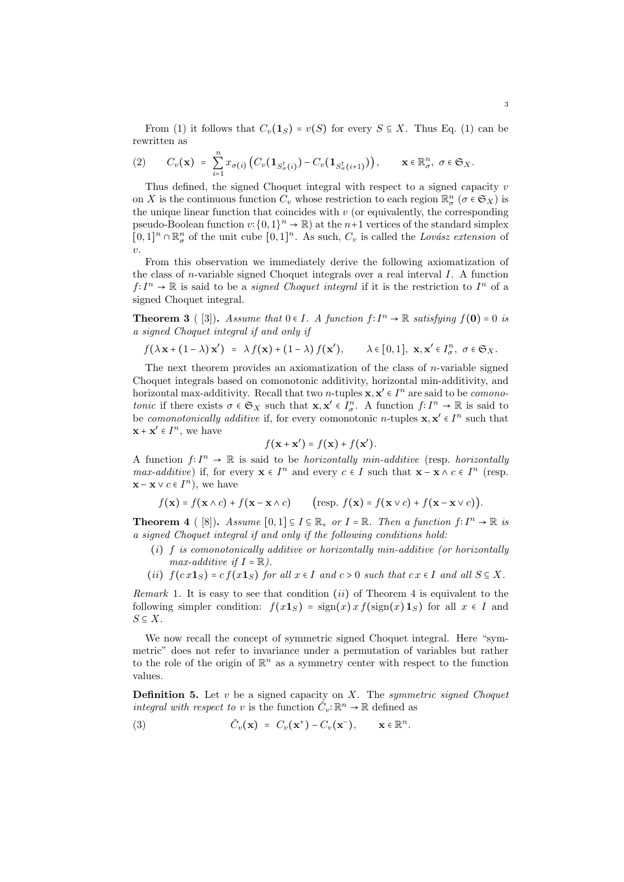From (1) it follows that $C_v(\mathbf{1}_S) = v(S)$ for every $S \subseteq X$. Thus Eq. (1) can be rewritten as

$$(2) \qquad C_v(\mathbf{x}) \;=\; \sum_{i=1}^{n} x_{\sigma(i)} \left( C_v(\mathbf{1}_{S^{\uparrow}_{\sigma}(i)}) - C_v(\mathbf{1}_{S^{\uparrow}_{\sigma}(i+1)}) \right), \qquad \mathbf{x} \in \mathbb{R}^n_{\sigma},\; \sigma \in \mathfrak{S}_X.$$

Thus defined, the signed Choquet integral with respect to a signed capacity $v$ on $X$ is the continuous function $C_v$ whose restriction to each region $\mathbb{R}^n_{\sigma}$ ($\sigma \in \mathfrak{S}_X$) is the unique linear function that coincides with $v$ (or equivalently, the corresponding pseudo-Boolean function $v\colon \{0,1\}^n \to \mathbb{R}$) at the $n+1$ vertices of the standard simplex $[0,1]^n \cap \mathbb{R}^n_{\sigma}$ of the unit cube $[0,1]^n$. As such, $C_v$ is called the *Lovász extension* of $v$.

From this observation we immediately derive the following axiomatization of the class of $n$-variable signed Choquet integrals over a real interval $I$. A function $f\colon I^n \to \mathbb{R}$ is said to be a *signed Choquet integral* if it is the restriction to $I^n$ of a signed Choquet integral.

**Theorem 3** ( [3]). *Assume that $0 \in I$. A function $f\colon I^n \to \mathbb{R}$ satisfying $f(\mathbf{0}) = 0$ is a signed Choquet integral if and only if*

$$f(\lambda\,\mathbf{x} + (1-\lambda)\,\mathbf{x}') \;=\; \lambda\, f(\mathbf{x}) + (1-\lambda)\, f(\mathbf{x}'), \qquad \lambda \in [0,1],\; \mathbf{x}, \mathbf{x}' \in I^n_{\sigma},\; \sigma \in \mathfrak{S}_X.$$

The next theorem provides an axiomatization of the class of $n$-variable signed Choquet integrals based on comonotonic additivity, horizontal min-additivity, and horizontal max-additivity. Recall that two $n$-tuples $\mathbf{x}, \mathbf{x}' \in I^n$ are said to be *comonotonic* if there exists $\sigma \in \mathfrak{S}_X$ such that $\mathbf{x}, \mathbf{x}' \in I^n_{\sigma}$. A function $f\colon I^n \to \mathbb{R}$ is said to be *comonotonically additive* if, for every comonotonic $n$-tuples $\mathbf{x}, \mathbf{x}' \in I^n$ such that $\mathbf{x} + \mathbf{x}' \in I^n$, we have

$$f(\mathbf{x} + \mathbf{x}') = f(\mathbf{x}) + f(\mathbf{x}').$$

A function $f\colon I^n \to \mathbb{R}$ is said to be *horizontally min-additive* (resp. *horizontally max-additive*) if, for every $\mathbf{x} \in I^n$ and every $c \in I$ such that $\mathbf{x} - \mathbf{x} \wedge c \in I^n$ (resp. $\mathbf{x} - \mathbf{x} \vee c \in I^n$), we have

$$f(\mathbf{x}) = f(\mathbf{x} \wedge c) + f(\mathbf{x} - \mathbf{x} \wedge c) \qquad \big(\text{resp. } f(\mathbf{x}) = f(\mathbf{x} \vee c) + f(\mathbf{x} - \mathbf{x} \vee c)\big).$$

**Theorem 4** ( [8]). *Assume $[0,1] \subseteq I \subseteq \mathbb{R}_+$ or $I = \mathbb{R}$. Then a function $f\colon I^n \to \mathbb{R}$ is a signed Choquet integral if and only if the following conditions hold:*

- $(i)$ *$f$ is comonotonically additive or horizontally min-additive (or horizontally max-additive if $I = \mathbb{R}$).*
- $(ii)$ *$f(c\,x\mathbf{1}_S) = c\,f(x\mathbf{1}_S)$ for all $x \in I$ and $c > 0$ such that $c\,x \in I$ and all $S \subseteq X$.*

*Remark* 1. It is easy to see that condition $(ii)$ of Theorem 4 is equivalent to the following simpler condition: $f(x\mathbf{1}_S) = \operatorname{sign}(x)\,x\,f(\operatorname{sign}(x)\,\mathbf{1}_S)$ for all $x \in I$ and $S \subseteq X$.

We now recall the concept of symmetric signed Choquet integral. Here "symmetric" does not refer to invariance under a permutation of variables but rather to the role of the origin of $\mathbb{R}^n$ as a symmetry center with respect to the function values.

**Definition 5.** Let $v$ be a signed capacity on $X$. The *symmetric signed Choquet integral with respect to $v$* is the function $\check{C}_v\colon \mathbb{R}^n \to \mathbb{R}$ defined as

$$(3) \qquad \check{C}_v(\mathbf{x}) \;=\; C_v(\mathbf{x}^+) - C_v(\mathbf{x}^-), \qquad \mathbf{x} \in \mathbb{R}^n.$$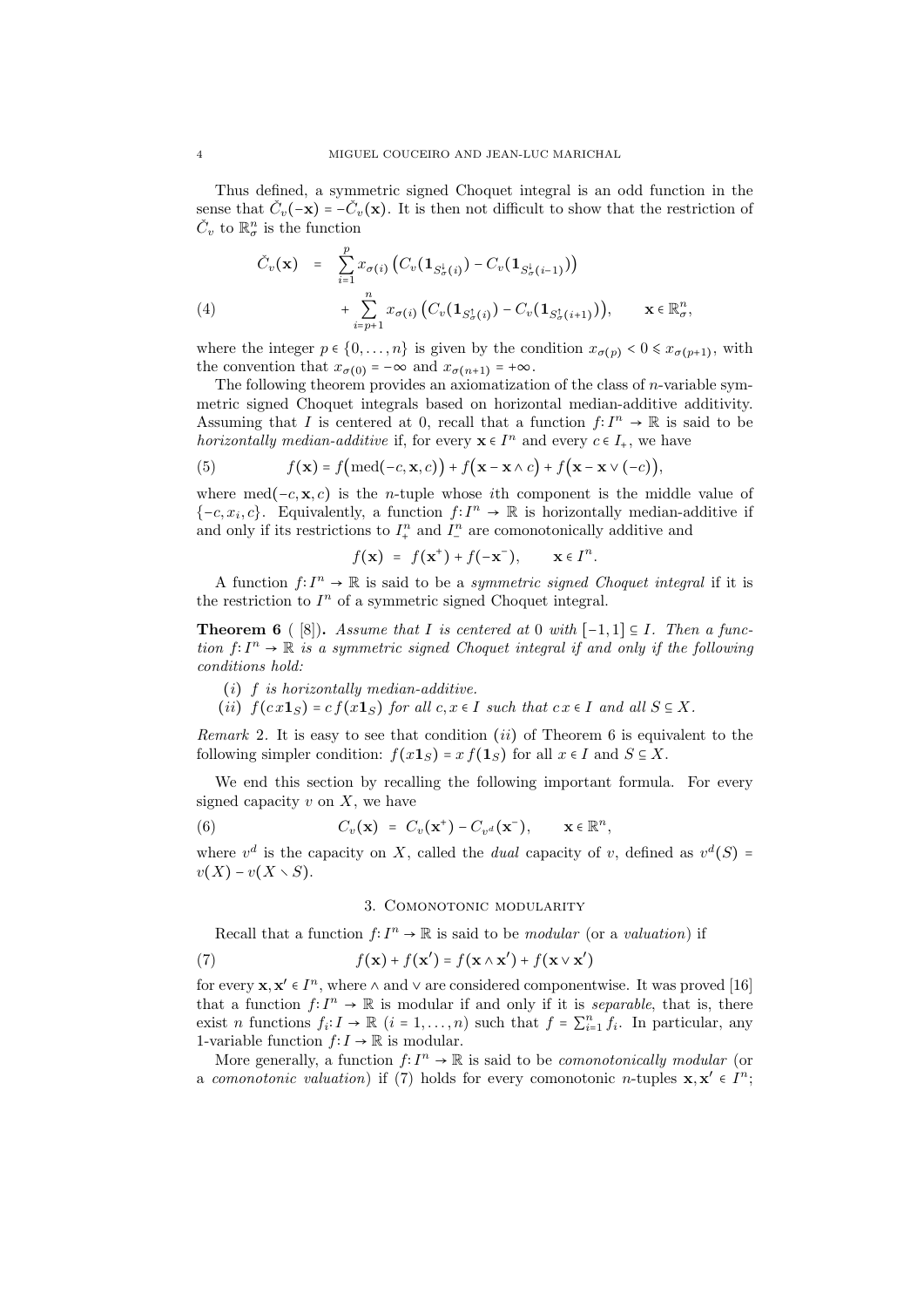Thus defined, a symmetric signed Choquet integral is an odd function in the sense that $\check{C}_v(-\mathbf{x}) = -\check{C}_v(\mathbf{x})$. It is then not difficult to show that the restriction of $\check{C}_v$ to $\mathbb{R}^n_\sigma$ is the function

$$
\begin{aligned}
\check{C}_v(\mathbf{x}) \;&=\; \sum_{i=1}^{p} x_{\sigma(i)} \big( C_v(\mathbf{1}_{S^{\downarrow}_\sigma(i)}) - C_v(\mathbf{1}_{S^{\downarrow}_\sigma(i-1)}) \big) \\
&\quad + \sum_{i=p+1}^{n} x_{\sigma(i)} \big( C_v(\mathbf{1}_{S^{\uparrow}_\sigma(i)}) - C_v(\mathbf{1}_{S^{\uparrow}_\sigma(i+1)}) \big), \qquad \mathbf{x} \in \mathbb{R}^n_\sigma,
\end{aligned} \tag{4}
$$

where the integer $p \in \{0, \ldots, n\}$ is given by the condition $x_{\sigma(p)} < 0 \leqslant x_{\sigma(p+1)}$, with the convention that $x_{\sigma(0)} = -\infty$ and $x_{\sigma(n+1)} = +\infty$.

The following theorem provides an axiomatization of the class of $n$-variable symmetric signed Choquet integrals based on horizontal median-additive additivity. Assuming that $I$ is centered at 0, recall that a function $f\colon I^n \to \mathbb{R}$ is said to be *horizontally median-additive* if, for every $\mathbf{x} \in I^n$ and every $c \in I_+$, we have

$$
f(\mathbf{x}) = f\big(\mathrm{med}(-c, \mathbf{x}, c)\big) + f\big(\mathbf{x} - \mathbf{x} \wedge c\big) + f\big(\mathbf{x} - \mathbf{x} \vee (-c)\big), \tag{5}
$$

where $\mathrm{med}(-c, \mathbf{x}, c)$ is the $n$-tuple whose $i$th component is the middle value of $\{-c, x_i, c\}$. Equivalently, a function $f\colon I^n \to \mathbb{R}$ is horizontally median-additive if and only if its restrictions to $I^n_+$ and $I^n_-$ are comonotonically additive and

$$
f(\mathbf{x}) \;=\; f(\mathbf{x}^+) + f(-\mathbf{x}^-), \qquad \mathbf{x} \in I^n.
$$

A function $f\colon I^n \to \mathbb{R}$ is said to be a *symmetric signed Choquet integral* if it is the restriction to $I^n$ of a symmetric signed Choquet integral.

**Theorem 6** ( [8]). *Assume that $I$ is centered at 0 with $[-1,1] \subseteq I$. Then a function $f\colon I^n \to \mathbb{R}$ is a symmetric signed Choquet integral if and only if the following conditions hold:*

(*i*) *$f$ is horizontally median-additive.*
(*ii*) *$f(c\,x\mathbf{1}_S) = c\,f(x\mathbf{1}_S)$ for all $c, x \in I$ such that $cx \in I$ and all $S \subseteq X$.*

*Remark* 2. It is easy to see that condition (*ii*) of Theorem 6 is equivalent to the following simpler condition: $f(x\mathbf{1}_S) = x\,f(\mathbf{1}_S)$ for all $x \in I$ and $S \subseteq X$.

We end this section by recalling the following important formula. For every signed capacity $v$ on $X$, we have

$$
C_v(\mathbf{x}) \;=\; C_v(\mathbf{x}^+) - C_{v^d}(\mathbf{x}^-), \qquad \mathbf{x} \in \mathbb{R}^n, \tag{6}
$$

where $v^d$ is the capacity on $X$, called the *dual* capacity of $v$, defined as $v^d(S) = v(X) - v(X \smallsetminus S)$.

## 3. Comonotonic modularity

Recall that a function $f\colon I^n \to \mathbb{R}$ is said to be *modular* (or a *valuation*) if

$$
f(\mathbf{x}) + f(\mathbf{x}') = f(\mathbf{x} \wedge \mathbf{x}') + f(\mathbf{x} \vee \mathbf{x}') \tag{7}
$$

for every $\mathbf{x}, \mathbf{x}' \in I^n$, where $\wedge$ and $\vee$ are considered componentwise. It was proved [16] that a function $f\colon I^n \to \mathbb{R}$ is modular if and only if it is *separable*, that is, there exist $n$ functions $f_i\colon I \to \mathbb{R}$ ($i = 1, \ldots, n$) such that $f = \sum_{i=1}^n f_i$. In particular, any 1-variable function $f\colon I \to \mathbb{R}$ is modular.

More generally, a function $f\colon I^n \to \mathbb{R}$ is said to be *comonotonically modular* (or a *comonotonic valuation*) if (7) holds for every comonotonic $n$-tuples $\mathbf{x}, \mathbf{x}' \in I^n$;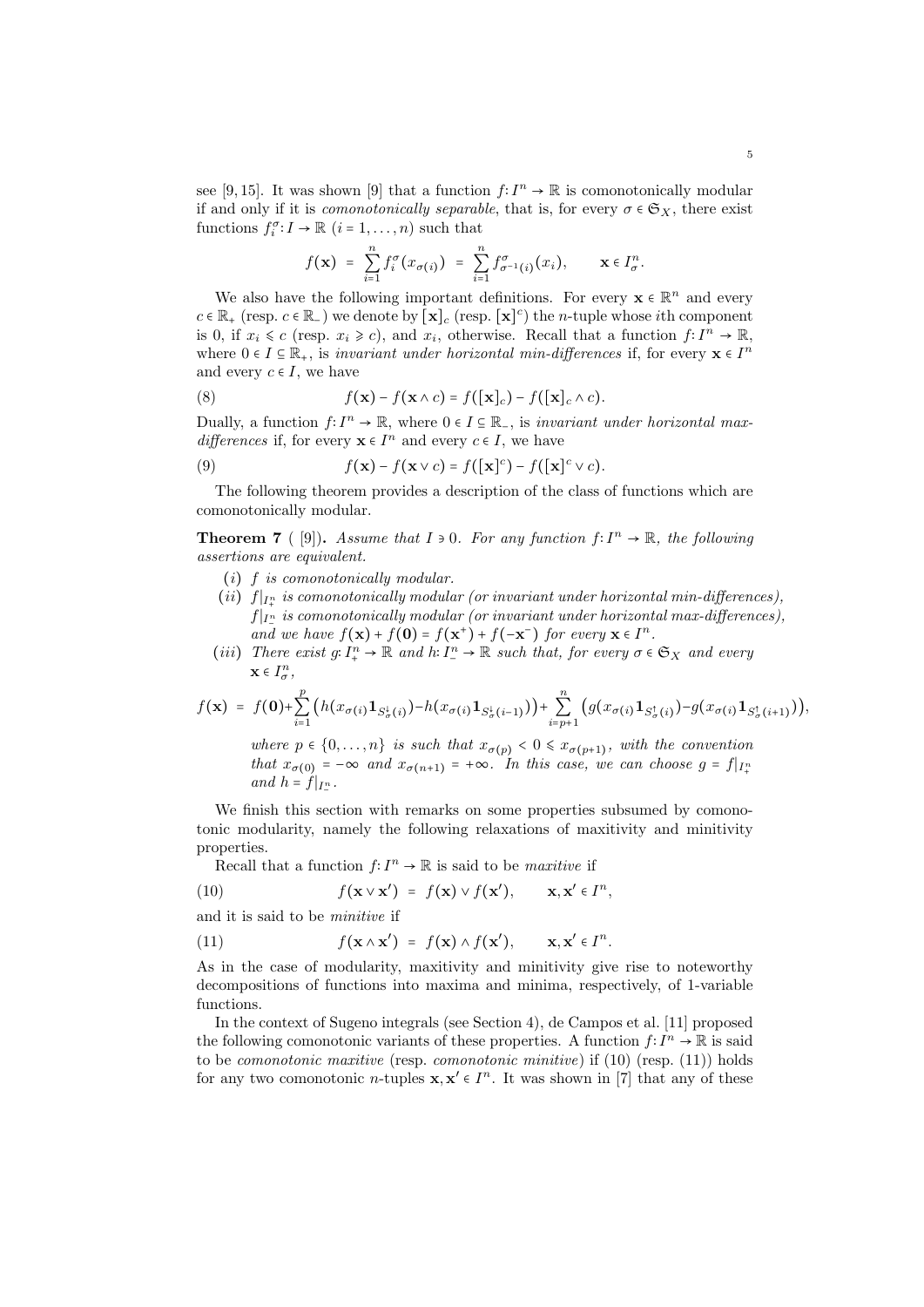see [9,15]. It was shown [9] that a function $f\colon I^n \to \mathbb{R}$ is comonotonically modular if and only if it is *comonotonically separable*, that is, for every $\sigma \in \mathfrak{S}_X$, there exist functions $f_i^\sigma\colon I \to \mathbb{R}$ ($i = 1,\ldots,n$) such that

$$f(\mathbf{x}) = \sum_{i=1}^{n} f_i^\sigma(x_{\sigma(i)}) = \sum_{i=1}^{n} f_{\sigma^{-1}(i)}^\sigma(x_i), \qquad \mathbf{x} \in I_\sigma^n.$$

We also have the following important definitions. For every $\mathbf{x} \in \mathbb{R}^n$ and every $c \in \mathbb{R}_+$ (resp. $c \in \mathbb{R}_-$) we denote by $[\mathbf{x}]_c$ (resp. $[\mathbf{x}]^c$) the $n$-tuple whose $i$th component is 0, if $x_i \leqslant c$ (resp. $x_i \geqslant c$), and $x_i$, otherwise. Recall that a function $f\colon I^n \to \mathbb{R}$, where $0 \in I \subseteq \mathbb{R}_+$, is *invariant under horizontal min-differences* if, for every $\mathbf{x} \in I^n$ and every $c \in I$, we have

$$f(\mathbf{x}) - f(\mathbf{x} \wedge c) = f([\mathbf{x}]_c) - f([\mathbf{x}]_c \wedge c). \tag{8}$$

Dually, a function $f\colon I^n \to \mathbb{R}$, where $0 \in I \subseteq \mathbb{R}_-$, is *invariant under horizontal max-differences* if, for every $\mathbf{x} \in I^n$ and every $c \in I$, we have

$$f(\mathbf{x}) - f(\mathbf{x} \vee c) = f([\mathbf{x}]^c) - f([\mathbf{x}]^c \vee c). \tag{9}$$

The following theorem provides a description of the class of functions which are comonotonically modular.

**Theorem 7** ( [9]). *Assume that $I \ni 0$. For any function $f\colon I^n \to \mathbb{R}$, the following assertions are equivalent.*

- ($i$) *$f$ is comonotonically modular.*
- ($ii$) *$f|_{I_+^n}$ is comonotonically modular (or invariant under horizontal min-differences), $f|_{I_-^n}$ is comonotonically modular (or invariant under horizontal max-differences), and we have $f(\mathbf{x}) + f(\mathbf{0}) = f(\mathbf{x}^+) + f(-\mathbf{x}^-)$ for every $\mathbf{x} \in I^n$.*
- ($iii$) *There exist $g\colon I_+^n \to \mathbb{R}$ and $h\colon I_-^n \to \mathbb{R}$ such that, for every $\sigma \in \mathfrak{S}_X$ and every $\mathbf{x} \in I_\sigma^n$,*

$$f(\mathbf{x}) = f(\mathbf{0}) + \sum_{i=1}^{p} \big(h(x_{\sigma(i)}\mathbf{1}_{S_\sigma^{\downarrow}(i)}) - h(x_{\sigma(i)}\mathbf{1}_{S_\sigma^{\downarrow}(i-1)})\big) + \sum_{i=p+1}^{n} \big(g(x_{\sigma(i)}\mathbf{1}_{S_\sigma^{\uparrow}(i)}) - g(x_{\sigma(i)}\mathbf{1}_{S_\sigma^{\uparrow}(i+1)})\big),$$

*where $p \in \{0,\ldots,n\}$ is such that $x_{\sigma(p)} < 0 \leqslant x_{\sigma(p+1)}$, with the convention that $x_{\sigma(0)} = -\infty$ and $x_{\sigma(n+1)} = +\infty$. In this case, we can choose $g = f|_{I_+^n}$ and $h = f|_{I_-^n}$.*

We finish this section with remarks on some properties subsumed by comonotonic modularity, namely the following relaxations of maxitivity and minitivity properties.

Recall that a function $f\colon I^n \to \mathbb{R}$ is said to be *maxitive* if

$$f(\mathbf{x} \vee \mathbf{x}') = f(\mathbf{x}) \vee f(\mathbf{x}'), \qquad \mathbf{x},\mathbf{x}' \in I^n, \tag{10}$$

and it is said to be *minitive* if

$$f(\mathbf{x} \wedge \mathbf{x}') = f(\mathbf{x}) \wedge f(\mathbf{x}'), \qquad \mathbf{x},\mathbf{x}' \in I^n. \tag{11}$$

As in the case of modularity, maxitivity and minitivity give rise to noteworthy decompositions of functions into maxima and minima, respectively, of 1-variable functions.

In the context of Sugeno integrals (see Section 4), de Campos et al. [11] proposed the following comonotonic variants of these properties. A function $f\colon I^n \to \mathbb{R}$ is said to be *comonotonic maxitive* (resp. *comonotonic minitive*) if (10) (resp. (11)) holds for any two comonotonic $n$-tuples $\mathbf{x},\mathbf{x}' \in I^n$. It was shown in [7] that any of these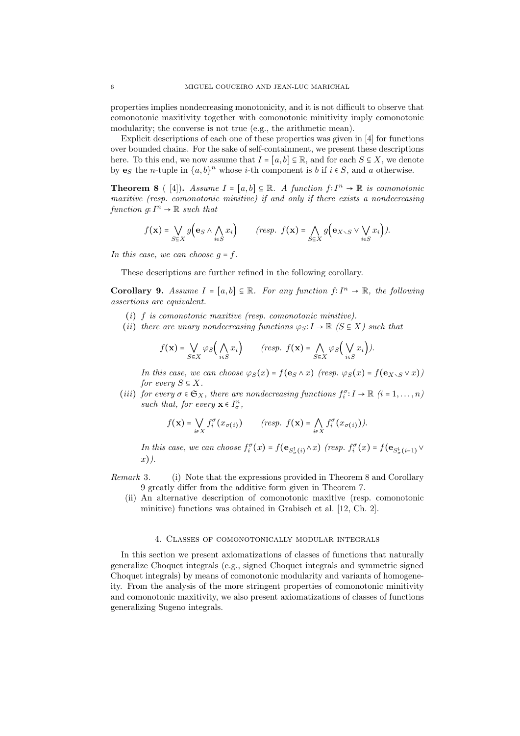properties implies nondecreasing monotonicity, and it is not difficult to observe that comonotonic maxitivity together with comonotonic minitivity imply comonotonic modularity; the converse is not true (e.g., the arithmetic mean).

Explicit descriptions of each one of these properties was given in [4] for functions over bounded chains. For the sake of self-containment, we present these descriptions here. To this end, we now assume that $I = [a,b] \subseteq \mathbb{R}$, and for each $S \subseteq X$, we denote by $\mathbf{e}_S$ the $n$-tuple in $\{a,b\}^n$ whose $i$-th component is $b$ if $i \in S$, and $a$ otherwise.

**Theorem 8** ( [4]). *Assume $I = [a,b] \subseteq \mathbb{R}$. A function $f\colon I^n \to \mathbb{R}$ is comonotonic maxitive (resp. comonotonic minitive) if and only if there exists a nondecreasing function $g\colon I^n \to \mathbb{R}$ such that*

$$f(\mathbf{x}) = \bigvee_{S \subseteq X} g\Big(\mathbf{e}_S \wedge \bigwedge_{i \in S} x_i\Big) \qquad \Big(\textit{resp. } f(\mathbf{x}) = \bigwedge_{S \subseteq X} g\Big(\mathbf{e}_{X \setminus S} \vee \bigvee_{i \in S} x_i\Big)\Big).$$

*In this case, we can choose $g = f$.*

These descriptions are further refined in the following corollary.

**Corollary 9.** *Assume $I = [a,b] \subseteq \mathbb{R}$. For any function $f\colon I^n \to \mathbb{R}$, the following assertions are equivalent.*

- $(i)$ *$f$ is comonotonic maxitive (resp. comonotonic minitive).*
- $(ii)$ *there are unary nondecreasing functions $\varphi_S\colon I \to \mathbb{R}$ ($S \subseteq X$) such that*

$$f(\mathbf{x}) = \bigvee_{S \subseteq X} \varphi_S\Big(\bigwedge_{i \in S} x_i\Big) \qquad \Big(\textit{resp. } f(\mathbf{x}) = \bigwedge_{S \subseteq X} \varphi_S\Big(\bigvee_{i \in S} x_i\Big)\Big).$$

  *In this case, we can choose $\varphi_S(x) = f(\mathbf{e}_S \wedge x)$ (resp. $\varphi_S(x) = f(\mathbf{e}_{X \setminus S} \vee x)$) for every $S \subseteq X$.*
- $(iii)$ *for every $\sigma \in \mathfrak{S}_X$, there are nondecreasing functions $f_i^\sigma\colon I \to \mathbb{R}$ ($i = 1, \ldots, n$) such that, for every $\mathbf{x} \in I_\sigma^n$,*

$$f(\mathbf{x}) = \bigvee_{i \in X} f_i^\sigma(x_{\sigma(i)}) \qquad \Big(\textit{resp. } f(\mathbf{x}) = \bigwedge_{i \in X} f_i^\sigma(x_{\sigma(i)})\Big).$$

  *In this case, we can choose $f_i^\sigma(x) = f(\mathbf{e}_{S_\sigma^\uparrow(i)} \wedge x)$ (resp. $f_i^\sigma(x) = f(\mathbf{e}_{S_\sigma^\downarrow(i-1)} \vee x)$).*

*Remark* 3. (i) Note that the expressions provided in Theorem 8 and Corollary 9 greatly differ from the additive form given in Theorem 7.

(ii) An alternative description of comonotonic maxitive (resp. comonotonic minitive) functions was obtained in Grabisch et al. [12, Ch. 2].

## 4. Classes of comonotonically modular integrals

In this section we present axiomatizations of classes of functions that naturally generalize Choquet integrals (e.g., signed Choquet integrals and symmetric signed Choquet integrals) by means of comonotonic modularity and variants of homogeneity. From the analysis of the more stringent properties of comonotonic minitivity and comonotonic maxitivity, we also present axiomatizations of classes of functions generalizing Sugeno integrals.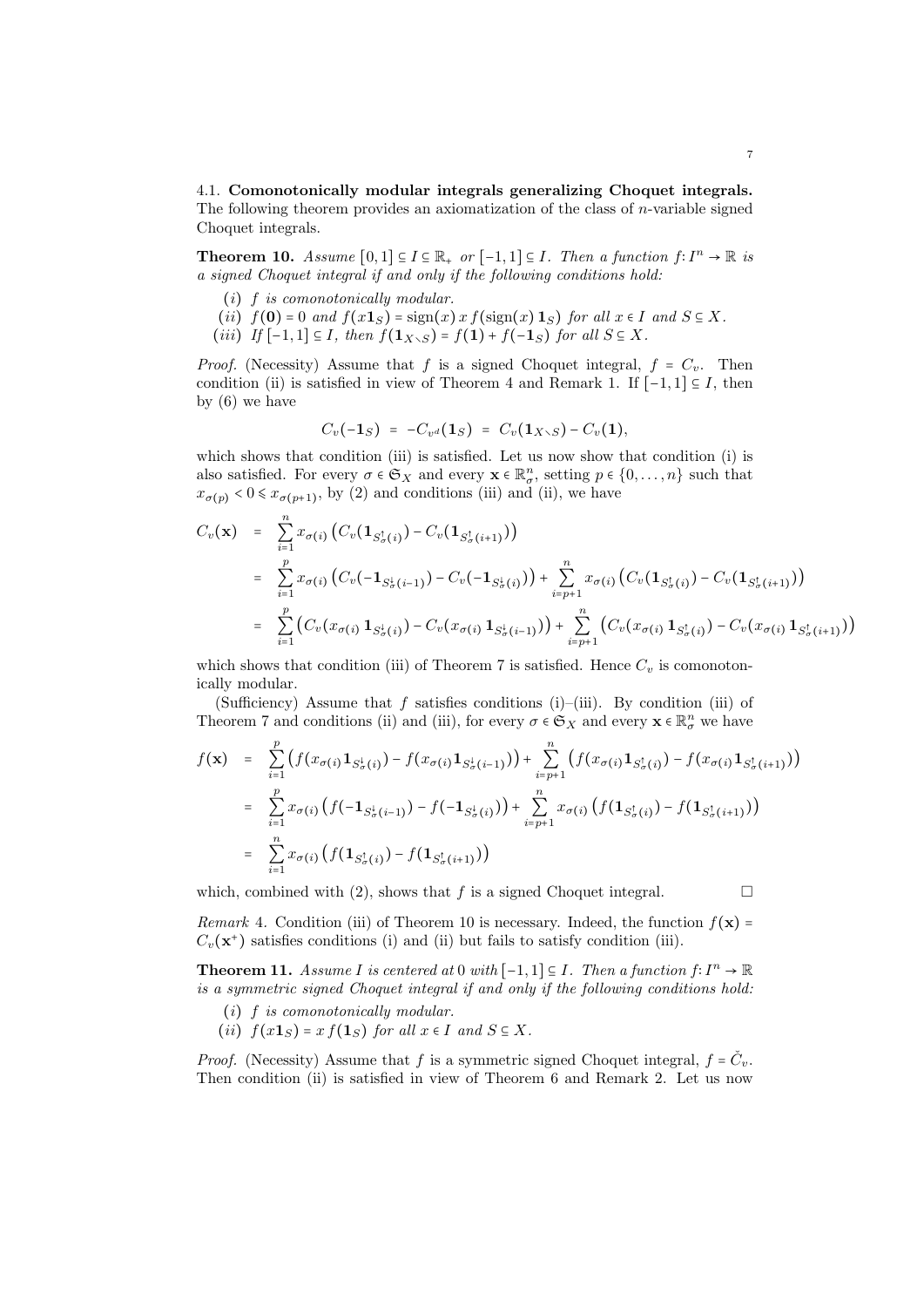4.1. **Comonotonically modular integrals generalizing Choquet integrals.** The following theorem provides an axiomatization of the class of $n$-variable signed Choquet integrals.

**Theorem 10.** *Assume $[0,1] \subseteq I \subseteq \mathbb{R}_+$ or $[-1,1] \subseteq I$. Then a function $f\colon I^n \to \mathbb{R}$ is a signed Choquet integral if and only if the following conditions hold:*

(*i*) *$f$ is comonotonically modular.*

(*ii*) *$f(\mathbf{0}) = 0$ and $f(x\mathbf{1}_S) = \operatorname{sign}(x)\, x\, f(\operatorname{sign}(x)\,\mathbf{1}_S)$ for all $x \in I$ and $S \subseteq X$.*

(*iii*) *If $[-1,1] \subseteq I$, then $f(\mathbf{1}_{X\setminus S}) = f(\mathbf{1}) + f(-\mathbf{1}_S)$ for all $S \subseteq X$.*

*Proof.* (Necessity) Assume that $f$ is a signed Choquet integral, $f = C_v$. Then condition (ii) is satisfied in view of Theorem 4 and Remark 1. If $[-1,1] \subseteq I$, then by (6) we have

$$C_v(-\mathbf{1}_S) \;=\; -C_{v^d}(\mathbf{1}_S) \;=\; C_v(\mathbf{1}_{X\setminus S}) - C_v(\mathbf{1}),$$

which shows that condition (iii) is satisfied. Let us now show that condition (i) is also satisfied. For every $\sigma \in \mathfrak{S}_X$ and every $\mathbf{x} \in \mathbb{R}^n_\sigma$, setting $p \in \{0,\ldots,n\}$ such that $x_{\sigma(p)} < 0 \leqslant x_{\sigma(p+1)}$, by (2) and conditions (iii) and (ii), we have

$$\begin{aligned}
C_v(\mathbf{x}) &= \sum_{i=1}^{n} x_{\sigma(i)}\,\big(C_v(\mathbf{1}_{S^{\uparrow}_\sigma(i)}) - C_v(\mathbf{1}_{S^{\uparrow}_\sigma(i+1)})\big)\\
&= \sum_{i=1}^{p} x_{\sigma(i)}\,\big(C_v(-\mathbf{1}_{S^{\downarrow}_\sigma(i-1)}) - C_v(-\mathbf{1}_{S^{\downarrow}_\sigma(i)})\big) + \sum_{i=p+1}^{n} x_{\sigma(i)}\,\big(C_v(\mathbf{1}_{S^{\uparrow}_\sigma(i)}) - C_v(\mathbf{1}_{S^{\uparrow}_\sigma(i+1)})\big)\\
&= \sum_{i=1}^{p} \big(C_v(x_{\sigma(i)}\,\mathbf{1}_{S^{\downarrow}_\sigma(i)}) - C_v(x_{\sigma(i)}\,\mathbf{1}_{S^{\downarrow}_\sigma(i-1)})\big) + \sum_{i=p+1}^{n} \big(C_v(x_{\sigma(i)}\,\mathbf{1}_{S^{\uparrow}_\sigma(i)}) - C_v(x_{\sigma(i)}\,\mathbf{1}_{S^{\uparrow}_\sigma(i+1)})\big)
\end{aligned}$$

which shows that condition (iii) of Theorem 7 is satisfied. Hence $C_v$ is comonotonically modular.

(Sufficiency) Assume that $f$ satisfies conditions (i)–(iii). By condition (iii) of Theorem 7 and conditions (ii) and (iii), for every $\sigma \in \mathfrak{S}_X$ and every $\mathbf{x} \in \mathbb{R}^n_\sigma$ we have

$$\begin{aligned}
f(\mathbf{x}) &= \sum_{i=1}^{p} \big(f(x_{\sigma(i)}\mathbf{1}_{S^{\downarrow}_\sigma(i)}) - f(x_{\sigma(i)}\mathbf{1}_{S^{\downarrow}_\sigma(i-1)})\big) + \sum_{i=p+1}^{n} \big(f(x_{\sigma(i)}\mathbf{1}_{S^{\uparrow}_\sigma(i)}) - f(x_{\sigma(i)}\mathbf{1}_{S^{\uparrow}_\sigma(i+1)})\big)\\
&= \sum_{i=1}^{p} x_{\sigma(i)}\,\big(f(-\mathbf{1}_{S^{\downarrow}_\sigma(i-1)}) - f(-\mathbf{1}_{S^{\downarrow}_\sigma(i)})\big) + \sum_{i=p+1}^{n} x_{\sigma(i)}\,\big(f(\mathbf{1}_{S^{\uparrow}_\sigma(i)}) - f(\mathbf{1}_{S^{\uparrow}_\sigma(i+1)})\big)\\
&= \sum_{i=1}^{n} x_{\sigma(i)}\,\big(f(\mathbf{1}_{S^{\uparrow}_\sigma(i)}) - f(\mathbf{1}_{S^{\uparrow}_\sigma(i+1)})\big)
\end{aligned}$$

which, combined with (2), shows that $f$ is a signed Choquet integral. $\square$

*Remark* 4. Condition (iii) of Theorem 10 is necessary. Indeed, the function $f(\mathbf{x}) = C_v(\mathbf{x}^+)$ satisfies conditions (i) and (ii) but fails to satisfy condition (iii).

**Theorem 11.** *Assume $I$ is centered at $0$ with $[-1,1] \subseteq I$. Then a function $f\colon I^n \to \mathbb{R}$ is a symmetric signed Choquet integral if and only if the following conditions hold:*

(*i*) *$f$ is comonotonically modular.*

(*ii*) *$f(x\mathbf{1}_S) = x\, f(\mathbf{1}_S)$ for all $x \in I$ and $S \subseteq X$.*

*Proof.* (Necessity) Assume that $f$ is a symmetric signed Choquet integral, $f = \check{C}_v$. Then condition (ii) is satisfied in view of Theorem 6 and Remark 2. Let us now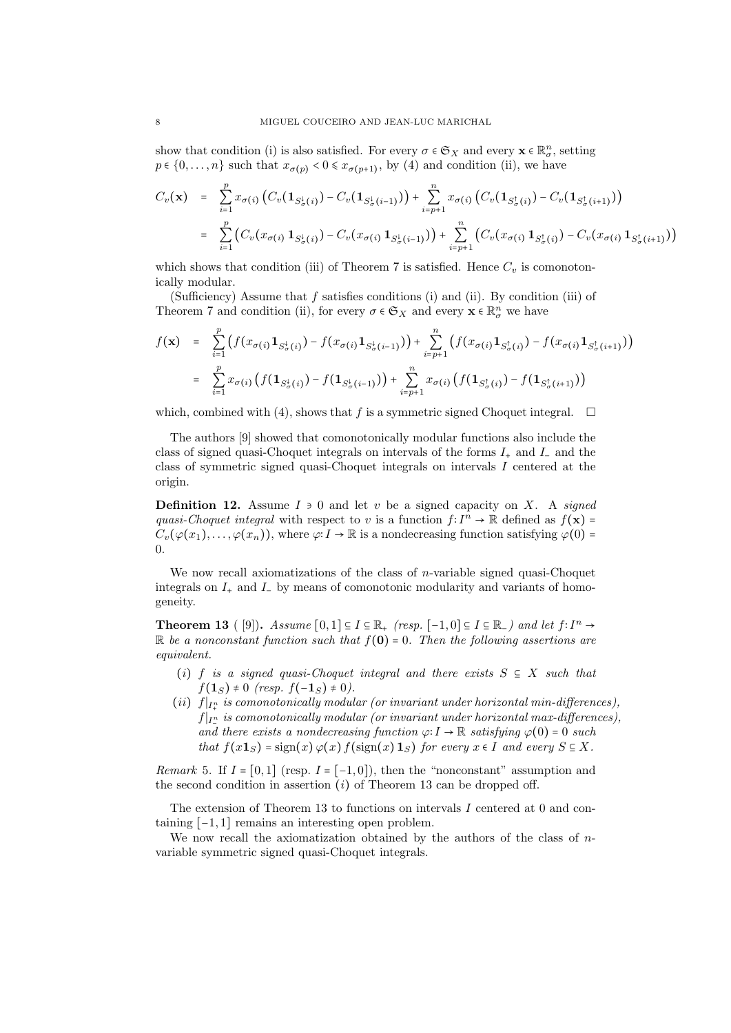show that condition (i) is also satisfied. For every $\sigma \in \mathfrak{S}_X$ and every $\mathbf{x} \in \mathbb{R}^n_\sigma$, setting $p \in \{0,\ldots,n\}$ such that $x_{\sigma(p)} < 0 \leqslant x_{\sigma(p+1)}$, by (4) and condition (ii), we have

$$
\begin{aligned}
C_v(\mathbf{x}) &= \sum_{i=1}^{p} x_{\sigma(i)} \big( C_v(\mathbf{1}_{S^{\downarrow}_\sigma(i)}) - C_v(\mathbf{1}_{S^{\downarrow}_\sigma(i-1)}) \big) + \sum_{i=p+1}^{n} x_{\sigma(i)} \big( C_v(\mathbf{1}_{S^{\uparrow}_\sigma(i)}) - C_v(\mathbf{1}_{S^{\uparrow}_\sigma(i+1)}) \big) \\
&= \sum_{i=1}^{p} \big( C_v(x_{\sigma(i)}\, \mathbf{1}_{S^{\downarrow}_\sigma(i)}) - C_v(x_{\sigma(i)}\, \mathbf{1}_{S^{\downarrow}_\sigma(i-1)}) \big) + \sum_{i=p+1}^{n} \big( C_v(x_{\sigma(i)}\, \mathbf{1}_{S^{\uparrow}_\sigma(i)}) - C_v(x_{\sigma(i)}\, \mathbf{1}_{S^{\uparrow}_\sigma(i+1)}) \big)
\end{aligned}
$$

which shows that condition (iii) of Theorem 7 is satisfied. Hence $C_v$ is comonotonically modular.

(Sufficiency) Assume that $f$ satisfies conditions (i) and (ii). By condition (iii) of Theorem 7 and condition (ii), for every $\sigma \in \mathfrak{S}_X$ and every $\mathbf{x} \in \mathbb{R}^n_\sigma$ we have

$$
\begin{aligned}
f(\mathbf{x}) &= \sum_{i=1}^{p} \big( f(x_{\sigma(i)}\mathbf{1}_{S^{\downarrow}_\sigma(i)}) - f(x_{\sigma(i)}\mathbf{1}_{S^{\downarrow}_\sigma(i-1)}) \big) + \sum_{i=p+1}^{n} \big( f(x_{\sigma(i)}\mathbf{1}_{S^{\uparrow}_\sigma(i)}) - f(x_{\sigma(i)}\mathbf{1}_{S^{\uparrow}_\sigma(i+1)}) \big) \\
&= \sum_{i=1}^{p} x_{\sigma(i)} \big( f(\mathbf{1}_{S^{\downarrow}_\sigma(i)}) - f(\mathbf{1}_{S^{\downarrow}_\sigma(i-1)}) \big) + \sum_{i=p+1}^{n} x_{\sigma(i)} \big( f(\mathbf{1}_{S^{\uparrow}_\sigma(i)}) - f(\mathbf{1}_{S^{\uparrow}_\sigma(i+1)}) \big)
\end{aligned}
$$

which, combined with (4), shows that $f$ is a symmetric signed Choquet integral. $\square$

The authors [9] showed that comonotonically modular functions also include the class of signed quasi-Choquet integrals on intervals of the forms $I_+$ and $I_-$ and the class of symmetric signed quasi-Choquet integrals on intervals $I$ centered at the origin.

**Definition 12.** Assume $I \ni 0$ and let $v$ be a signed capacity on $X$. A *signed quasi-Choquet integral* with respect to $v$ is a function $f\colon I^n \to \mathbb{R}$ defined as $f(\mathbf{x}) = C_v(\varphi(x_1),\ldots,\varphi(x_n))$, where $\varphi\colon I \to \mathbb{R}$ is a nondecreasing function satisfying $\varphi(0) = 0$.

We now recall axiomatizations of the class of $n$-variable signed quasi-Choquet integrals on $I_+$ and $I_-$ by means of comonotonic modularity and variants of homogeneity.

**Theorem 13** ( [9])**.** *Assume $[0,1] \subseteq I \subseteq \mathbb{R}_+$ (resp. $[-1,0] \subseteq I \subseteq \mathbb{R}_-$) and let $f\colon I^n \to \mathbb{R}$ be a nonconstant function such that $f(\mathbf{0}) = 0$. Then the following assertions are equivalent.*

- *(i) $f$ is a signed quasi-Choquet integral and there exists $S \subseteq X$ such that $f(\mathbf{1}_S) \neq 0$ (resp. $f(-\mathbf{1}_S) \neq 0$).*
- *(ii) $f|_{I^n_+}$ is comonotonically modular (or invariant under horizontal min-differences), $f|_{I^n_-}$ is comonotonically modular (or invariant under horizontal max-differences), and there exists a nondecreasing function $\varphi\colon I \to \mathbb{R}$ satisfying $\varphi(0) = 0$ such that $f(x\mathbf{1}_S) = \operatorname{sign}(x)\,\varphi(x)\,f(\operatorname{sign}(x)\,\mathbf{1}_S)$ for every $x \in I$ and every $S \subseteq X$.*

*Remark* 5. If $I = [0,1]$ (resp. $I = [-1,0]$), then the "nonconstant" assumption and the second condition in assertion $(i)$ of Theorem 13 can be dropped off.

The extension of Theorem 13 to functions on intervals $I$ centered at 0 and containing $[-1,1]$ remains an interesting open problem.

We now recall the axiomatization obtained by the authors of the class of $n$-variable symmetric signed quasi-Choquet integrals.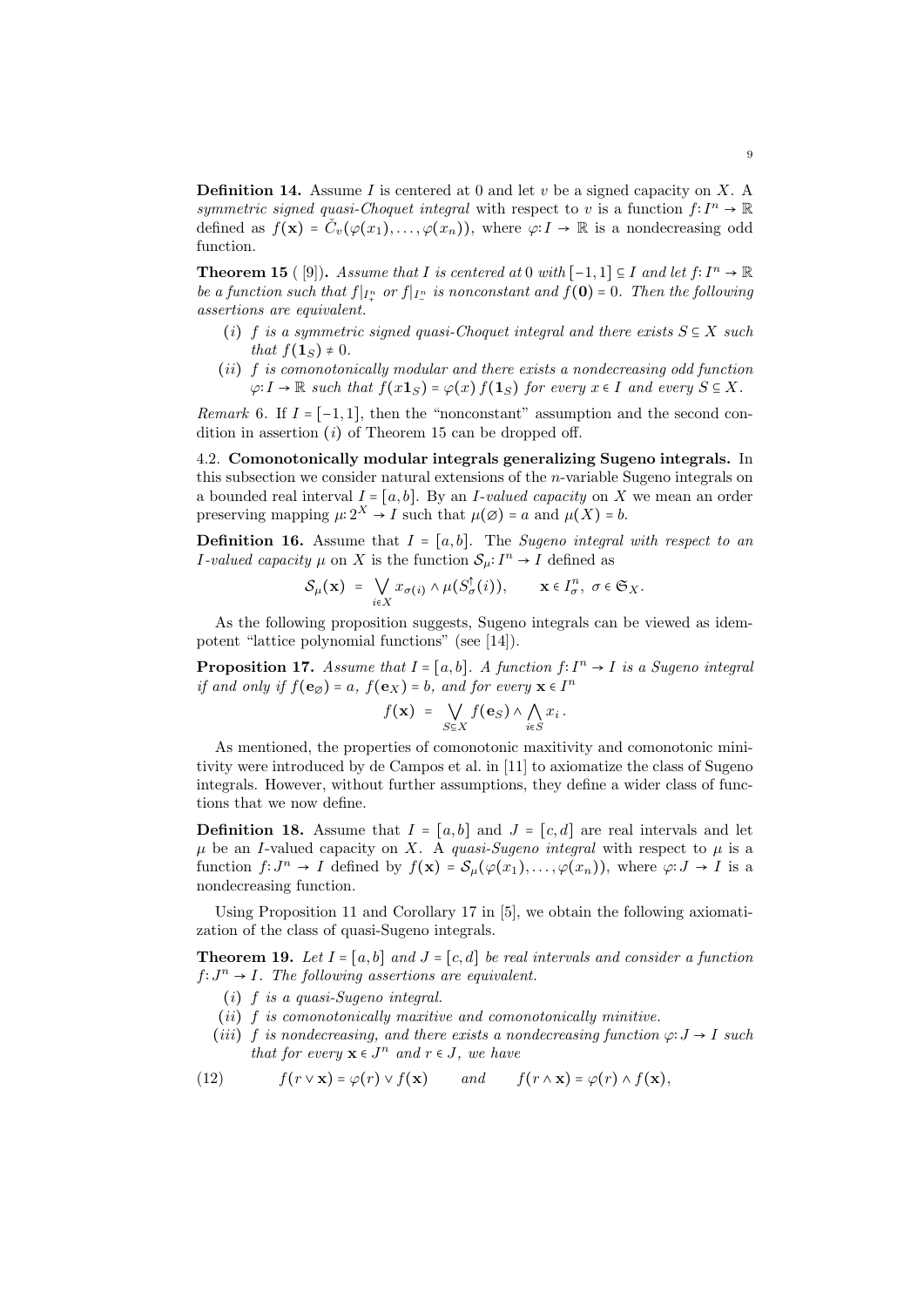**Definition 14.** Assume $I$ is centered at 0 and let $v$ be a signed capacity on $X$. A *symmetric signed quasi-Choquet integral* with respect to $v$ is a function $f\colon I^n \to \mathbb{R}$ defined as $f(\mathbf{x}) = \check{C}_v(\varphi(x_1),\ldots,\varphi(x_n))$, where $\varphi\colon I \to \mathbb{R}$ is a nondecreasing odd function.

**Theorem 15** ( [9])**.** *Assume that $I$ is centered at 0 with $[-1,1] \subseteq I$ and let $f\colon I^n \to \mathbb{R}$ be a function such that $f|_{I_+^n}$ or $f|_{I_-^n}$ is nonconstant and $f(\mathbf{0}) = 0$. Then the following assertions are equivalent.*

- $(i)$ *$f$ is a symmetric signed quasi-Choquet integral and there exists $S \subseteq X$ such that $f(\mathbf{1}_S) \neq 0$.*
- $(ii)$ *$f$ is comonotonically modular and there exists a nondecreasing odd function $\varphi\colon I \to \mathbb{R}$ such that $f(x\mathbf{1}_S) = \varphi(x)\, f(\mathbf{1}_S)$ for every $x \in I$ and every $S \subseteq X$.*

*Remark* 6. If $I = [-1,1]$, then the "nonconstant" assumption and the second condition in assertion $(i)$ of Theorem 15 can be dropped off.

4.2. **Comonotonically modular integrals generalizing Sugeno integrals.** In this subsection we consider natural extensions of the $n$-variable Sugeno integrals on a bounded real interval $I = [a,b]$. By an *$I$-valued capacity* on $X$ we mean an order preserving mapping $\mu\colon 2^X \to I$ such that $\mu(\varnothing) = a$ and $\mu(X) = b$.

**Definition 16.** Assume that $I = [a,b]$. The *Sugeno integral with respect to an $I$-valued capacity* $\mu$ on $X$ is the function $\mathcal{S}_\mu\colon I^n \to I$ defined as

$$\mathcal{S}_\mu(\mathbf{x}) \;=\; \bigvee_{i\in X} x_{\sigma(i)} \wedge \mu(S_\sigma^\uparrow(i)), \qquad \mathbf{x} \in I_\sigma^n,\ \sigma \in \mathfrak{S}_X.$$

As the following proposition suggests, Sugeno integrals can be viewed as idempotent "lattice polynomial functions" (see [14]).

**Proposition 17.** *Assume that $I = [a,b]$. A function $f\colon I^n \to I$ is a Sugeno integral if and only if $f(\mathbf{e}_\varnothing) = a$, $f(\mathbf{e}_X) = b$, and for every $\mathbf{x} \in I^n$*

$$f(\mathbf{x}) \;=\; \bigvee_{S\subseteq X} f(\mathbf{e}_S) \wedge \bigwedge_{i\in S} x_i\,.$$

As mentioned, the properties of comonotonic maxitivity and comonotonic minitivity were introduced by de Campos et al. in [11] to axiomatize the class of Sugeno integrals. However, without further assumptions, they define a wider class of functions that we now define.

**Definition 18.** Assume that $I = [a,b]$ and $J = [c,d]$ are real intervals and let $\mu$ be an $I$-valued capacity on $X$. A *quasi-Sugeno integral* with respect to $\mu$ is a function $f\colon J^n \to I$ defined by $f(\mathbf{x}) = \mathcal{S}_\mu(\varphi(x_1),\ldots,\varphi(x_n))$, where $\varphi\colon J \to I$ is a nondecreasing function.

Using Proposition 11 and Corollary 17 in [5], we obtain the following axiomatization of the class of quasi-Sugeno integrals.

**Theorem 19.** *Let $I = [a,b]$ and $J = [c,d]$ be real intervals and consider a function $f\colon J^n \to I$. The following assertions are equivalent.*

- $(i)$ *$f$ is a quasi-Sugeno integral.*
- $(ii)$ *$f$ is comonotonically maxitive and comonotonically minitive.*
- $(iii)$ *$f$ is nondecreasing, and there exists a nondecreasing function $\varphi\colon J \to I$ such that for every $\mathbf{x} \in J^n$ and $r \in J$, we have*

$$f(r \vee \mathbf{x}) = \varphi(r) \vee f(\mathbf{x}) \qquad \text{and} \qquad f(r \wedge \mathbf{x}) = \varphi(r) \wedge f(\mathbf{x}), \tag{12}$$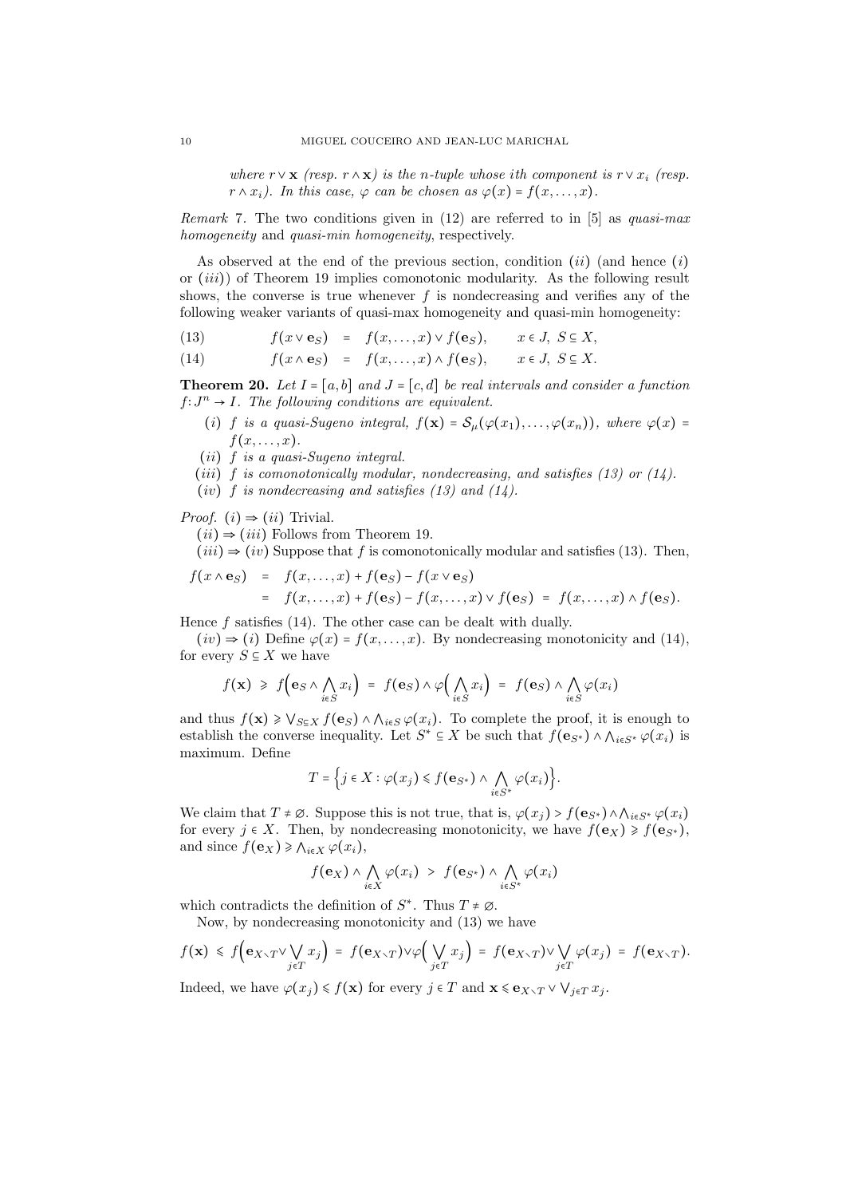*where $r \vee \mathbf{x}$ (resp. $r \wedge \mathbf{x}$) is the $n$-tuple whose $i$th component is $r \vee x_i$ (resp. $r \wedge x_i$). In this case, $\varphi$ can be chosen as $\varphi(x) = f(x, \ldots, x)$.*

*Remark* 7. The two conditions given in (12) are referred to in [5] as *quasi-max homogeneity* and *quasi-min homogeneity*, respectively.

As observed at the end of the previous section, condition $(ii)$ (and hence $(i)$ or $(iii)$) of Theorem 19 implies comonotonic modularity. As the following result shows, the converse is true whenever $f$ is nondecreasing and verifies any of the following weaker variants of quasi-max homogeneity and quasi-min homogeneity:

$$
\begin{aligned}
(13) \qquad f(x \vee \mathbf{e}_S) &= f(x, \ldots, x) \vee f(\mathbf{e}_S), \qquad x \in J,\ S \subseteq X, \\
(14) \qquad f(x \wedge \mathbf{e}_S) &= f(x, \ldots, x) \wedge f(\mathbf{e}_S), \qquad x \in J,\ S \subseteq X.
\end{aligned}
$$

**Theorem 20.** *Let $I = [a, b]$ and $J = [c, d]$ be real intervals and consider a function $f\colon J^n \to I$. The following conditions are equivalent.*

- $(i)$ *$f$ is a quasi-Sugeno integral, $f(\mathbf{x}) = \mathcal{S}_\mu(\varphi(x_1), \ldots, \varphi(x_n))$, where $\varphi(x) = f(x, \ldots, x)$.*
- $(ii)$ *$f$ is a quasi-Sugeno integral.*
- $(iii)$ *$f$ is comonotonically modular, nondecreasing, and satisfies (13) or (14).*
- $(iv)$ *$f$ is nondecreasing and satisfies (13) and (14).*

*Proof.* $(i) \Rightarrow (ii)$ Trivial.

$(ii) \Rightarrow (iii)$ Follows from Theorem 19.

$(iii) \Rightarrow (iv)$ Suppose that $f$ is comonotonically modular and satisfies (13). Then,

$$
\begin{aligned}
f(x \wedge \mathbf{e}_S) &= f(x, \ldots, x) + f(\mathbf{e}_S) - f(x \vee \mathbf{e}_S) \\
&= f(x, \ldots, x) + f(\mathbf{e}_S) - f(x, \ldots, x) \vee f(\mathbf{e}_S) \;=\; f(x, \ldots, x) \wedge f(\mathbf{e}_S).
\end{aligned}
$$

Hence $f$ satisfies (14). The other case can be dealt with dually.

$(iv) \Rightarrow (i)$ Define $\varphi(x) = f(x, \ldots, x)$. By nondecreasing monotonicity and (14), for every $S \subseteq X$ we have

$$
f(\mathbf{x}) \;\geqslant\; f\Big(\mathbf{e}_S \wedge \bigwedge_{i \in S} x_i\Big) \;=\; f(\mathbf{e}_S) \wedge \varphi\Big(\bigwedge_{i \in S} x_i\Big) \;=\; f(\mathbf{e}_S) \wedge \bigwedge_{i \in S} \varphi(x_i)
$$

and thus $f(\mathbf{x}) \geqslant \bigvee_{S \subseteq X} f(\mathbf{e}_S) \wedge \bigwedge_{i \in S} \varphi(x_i)$. To complete the proof, it is enough to establish the converse inequality. Let $S^* \subseteq X$ be such that $f(\mathbf{e}_{S^*}) \wedge \bigwedge_{i \in S^*} \varphi(x_i)$ is maximum. Define

$$
T = \Big\{ j \in X : \varphi(x_j) \leqslant f(\mathbf{e}_{S^*}) \wedge \bigwedge_{i \in S^*} \varphi(x_i) \Big\}.
$$

We claim that $T \neq \varnothing$. Suppose this is not true, that is, $\varphi(x_j) > f(\mathbf{e}_{S^*}) \wedge \bigwedge_{i \in S^*} \varphi(x_i)$ for every $j \in X$. Then, by nondecreasing monotonicity, we have $f(\mathbf{e}_X) \geqslant f(\mathbf{e}_{S^*})$, and since $f(\mathbf{e}_X) \geqslant \bigwedge_{i \in X} \varphi(x_i)$,

$$
f(\mathbf{e}_X) \wedge \bigwedge_{i \in X} \varphi(x_i) \;>\; f(\mathbf{e}_{S^*}) \wedge \bigwedge_{i \in S^*} \varphi(x_i)
$$

which contradicts the definition of $S^*$. Thus $T \neq \varnothing$.

Now, by nondecreasing monotonicity and (13) we have

$$
f(\mathbf{x}) \;\leqslant\; f\Big(\mathbf{e}_{X \smallsetminus T} \vee \bigvee_{j \in T} x_j\Big) \;=\; f(\mathbf{e}_{X \smallsetminus T}) \vee \varphi\Big(\bigvee_{j \in T} x_j\Big) \;=\; f(\mathbf{e}_{X \smallsetminus T}) \vee \bigvee_{j \in T} \varphi(x_j) \;=\; f(\mathbf{e}_{X \smallsetminus T}).
$$

Indeed, we have $\varphi(x_j) \leqslant f(\mathbf{x})$ for every $j \in T$ and $\mathbf{x} \leqslant \mathbf{e}_{X \smallsetminus T} \vee \bigvee_{j \in T} x_j$.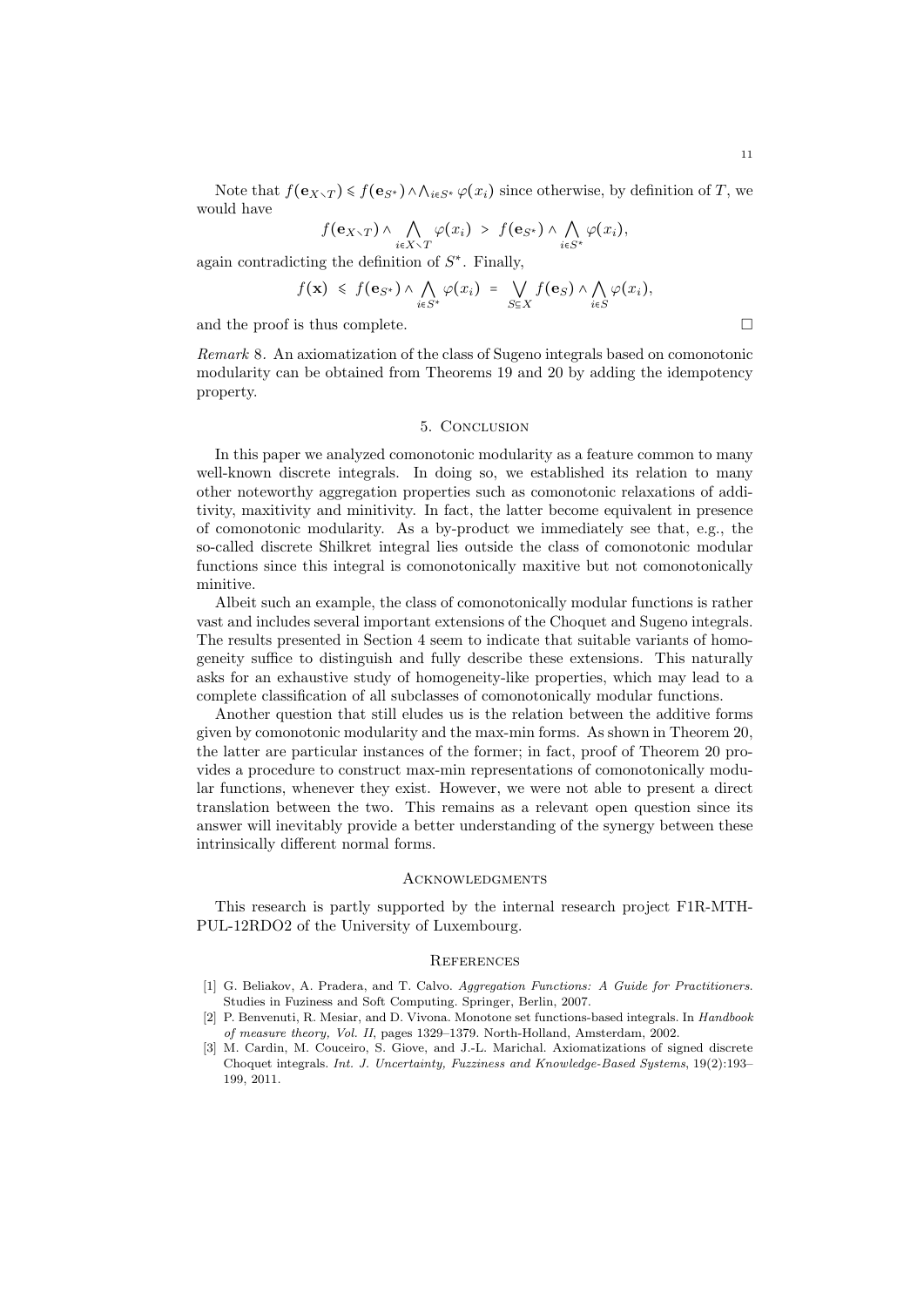Note that $f(\mathbf{e}_{X\smallsetminus T}) \leqslant f(\mathbf{e}_{S^*}) \wedge \bigwedge_{i\in S^*} \varphi(x_i)$ since otherwise, by definition of $T$, we would have

$$f(\mathbf{e}_{X\smallsetminus T}) \wedge \bigwedge_{i\in X\smallsetminus T} \varphi(x_i) \;>\; f(\mathbf{e}_{S^*}) \wedge \bigwedge_{i\in S^*} \varphi(x_i),$$

again contradicting the definition of $S^*$. Finally,

$$f(\mathbf{x}) \;\leqslant\; f(\mathbf{e}_{S^*}) \wedge \bigwedge_{i\in S^*} \varphi(x_i) \;=\; \bigvee_{S\subseteq X} f(\mathbf{e}_S) \wedge \bigwedge_{i\in S} \varphi(x_i),$$

and the proof is thus complete. □

*Remark* 8. An axiomatization of the class of Sugeno integrals based on comonotonic modularity can be obtained from Theorems 19 and 20 by adding the idempotency property.

## 5. Conclusion

In this paper we analyzed comonotonic modularity as a feature common to many well-known discrete integrals. In doing so, we established its relation to many other noteworthy aggregation properties such as comonotonic relaxations of additivity, maxitivity and minitivity. In fact, the latter become equivalent in presence of comonotonic modularity. As a by-product we immediately see that, e.g., the so-called discrete Shilkret integral lies outside the class of comonotonic modular functions since this integral is comonotonically maxitive but not comonotonically minitive.

Albeit such an example, the class of comonotonically modular functions is rather vast and includes several important extensions of the Choquet and Sugeno integrals. The results presented in Section 4 seem to indicate that suitable variants of homogeneity suffice to distinguish and fully describe these extensions. This naturally asks for an exhaustive study of homogeneity-like properties, which may lead to a complete classification of all subclasses of comonotonically modular functions.

Another question that still eludes us is the relation between the additive forms given by comonotonic modularity and the max-min forms. As shown in Theorem 20, the latter are particular instances of the former; in fact, proof of Theorem 20 provides a procedure to construct max-min representations of comonotonically modular functions, whenever they exist. However, we were not able to present a direct translation between the two. This remains as a relevant open question since its answer will inevitably provide a better understanding of the synergy between these intrinsically different normal forms.

## Acknowledgments

This research is partly supported by the internal research project F1R-MTH-PUL-12RDO2 of the University of Luxembourg.

## References

[1] G. Beliakov, A. Pradera, and T. Calvo. *Aggregation Functions: A Guide for Practitioners.* Studies in Fuziness and Soft Computing. Springer, Berlin, 2007.

[2] P. Benvenuti, R. Mesiar, and D. Vivona. Monotone set functions-based integrals. In *Handbook of measure theory, Vol. II*, pages 1329–1379. North-Holland, Amsterdam, 2002.

[3] M. Cardin, M. Couceiro, S. Giove, and J.-L. Marichal. Axiomatizations of signed discrete Choquet integrals. *Int. J. Uncertainty, Fuzziness and Knowledge-Based Systems*, 19(2):193–199, 2011.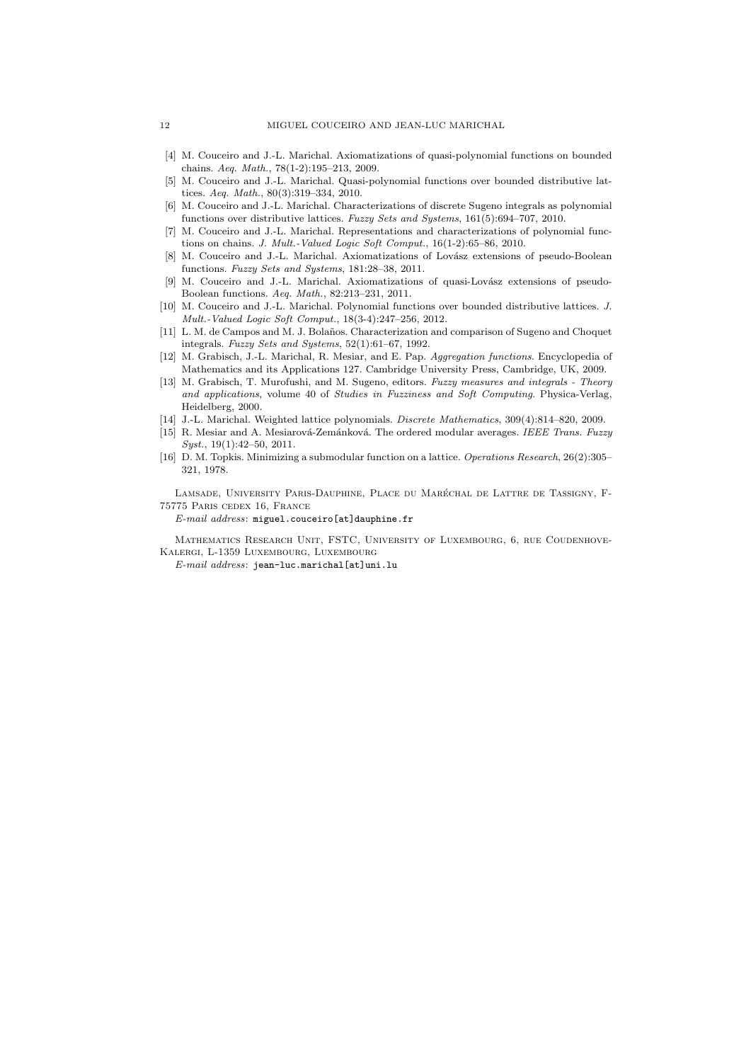[4] M. Couceiro and J.-L. Marichal. Axiomatizations of quasi-polynomial functions on bounded chains. *Aeq. Math.*, 78(1-2):195–213, 2009.

[5] M. Couceiro and J.-L. Marichal. Quasi-polynomial functions over bounded distributive lattices. *Aeq. Math.*, 80(3):319–334, 2010.

[6] M. Couceiro and J.-L. Marichal. Characterizations of discrete Sugeno integrals as polynomial functions over distributive lattices. *Fuzzy Sets and Systems*, 161(5):694–707, 2010.

[7] M. Couceiro and J.-L. Marichal. Representations and characterizations of polynomial functions on chains. *J. Mult.-Valued Logic Soft Comput.*, 16(1-2):65–86, 2010.

[8] M. Couceiro and J.-L. Marichal. Axiomatizations of Lovász extensions of pseudo-Boolean functions. *Fuzzy Sets and Systems*, 181:28–38, 2011.

[9] M. Couceiro and J.-L. Marichal. Axiomatizations of quasi-Lovász extensions of pseudo-Boolean functions. *Aeq. Math.*, 82:213–231, 2011.

[10] M. Couceiro and J.-L. Marichal. Polynomial functions over bounded distributive lattices. *J. Mult.-Valued Logic Soft Comput.*, 18(3-4):247–256, 2012.

[11] L. M. de Campos and M. J. Bolaños. Characterization and comparison of Sugeno and Choquet integrals. *Fuzzy Sets and Systems*, 52(1):61–67, 1992.

[12] M. Grabisch, J.-L. Marichal, R. Mesiar, and E. Pap. *Aggregation functions*. Encyclopedia of Mathematics and its Applications 127. Cambridge University Press, Cambridge, UK, 2009.

[13] M. Grabisch, T. Murofushi, and M. Sugeno, editors. *Fuzzy measures and integrals - Theory and applications*, volume 40 of *Studies in Fuzziness and Soft Computing*. Physica-Verlag, Heidelberg, 2000.

[14] J.-L. Marichal. Weighted lattice polynomials. *Discrete Mathematics*, 309(4):814–820, 2009.

[15] R. Mesiar and A. Mesiarová-Zemánková. The ordered modular averages. *IEEE Trans. Fuzzy Syst.*, 19(1):42–50, 2011.

[16] D. M. Topkis. Minimizing a submodular function on a lattice. *Operations Research*, 26(2):305–321, 1978.

Lamsade, University Paris-Dauphine, Place du Maréchal de Lattre de Tassigny, F-75775 Paris cedex 16, France

*E-mail address*: miguel.couceiro[at]dauphine.fr

Mathematics Research Unit, FSTC, University of Luxembourg, 6, rue Coudenhove-Kalergi, L-1359 Luxembourg, Luxembourg

*E-mail address*: jean-luc.marichal[at]uni.lu